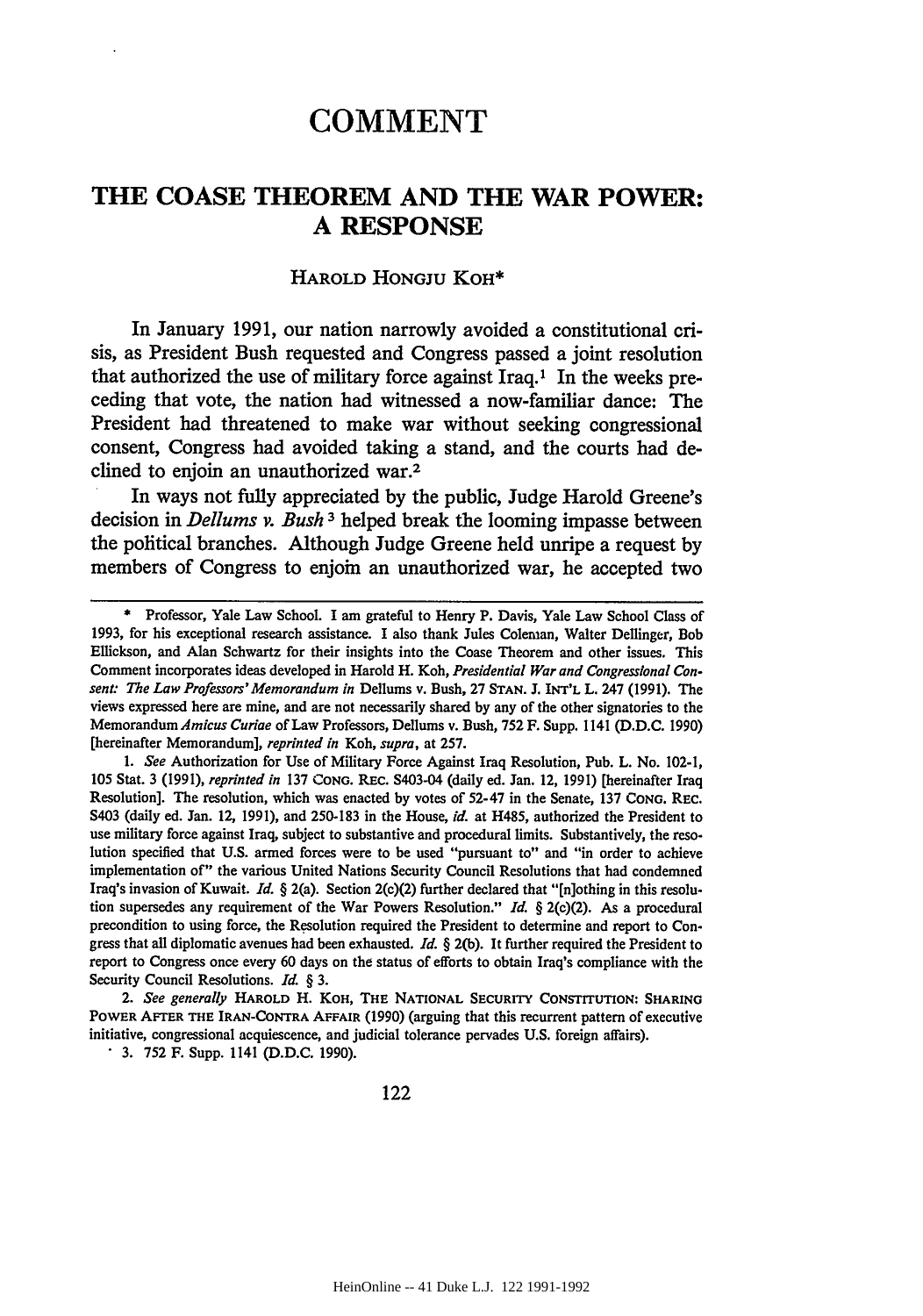# COMMENT

## THE COASE THEOREM AND THE WAR POWER: A RESPONSE

HAROLD HONGJU KOH*

In January 1991, our nation narrowly avoided a constitutional crisis, as President Bush requested and Congress passed a joint resolution that authorized the use of military force against Iraq.[1] In the weeks preceding that vote, the nation had witnessed a now-familiar dance: The President had threatened to make war without seeking congressional consent, Congress had avoided taking a stand, and the courts had declined to enjoin an unauthorized war.[2]

In ways not fully appreciated by the public, Judge Harold Greene's decision in *Dellums v. Bush*[3] helped break the looming impasse between the political branches. Although Judge Greene held unripe a request by members of Congress to enjoin an unauthorized war, he accepted two

---

\* Professor, Yale Law School. I am grateful to Henry P. Davis, Yale Law School Class of 1993, for his exceptional research assistance. I also thank Jules Coleman, Walter Dellinger, Bob Ellickson, and Alan Schwartz for their insights into the Coase Theorem and other issues. This Comment incorporates ideas developed in Harold H. Koh, *Presidential War and Congressional Consent: The Law Professors' Memorandum in* Dellums v. Bush, 27 STAN. J. INT'L L. 247 (1991). The views expressed here are mine, and are not necessarily shared by any of the other signatories to the Memorandum *Amicus Curiae* of Law Professors, Dellums v. Bush, 752 F. Supp. 1141 (D.D.C. 1990) [hereinafter Memorandum], *reprinted in* Koh, *supra*, at 257.

1. *See* Authorization for Use of Military Force Against Iraq Resolution, Pub. L. No. 102-1, 105 Stat. 3 (1991), *reprinted in* 137 CONG. REC. S403-04 (daily ed. Jan. 12, 1991) [hereinafter Iraq Resolution]. The resolution, which was enacted by votes of 52-47 in the Senate, 137 CONG. REC. S403 (daily ed. Jan. 12, 1991), and 250-183 in the House, *id.* at H485, authorized the President to use military force against Iraq, subject to substantive and procedural limits. Substantively, the resolution specified that U.S. armed forces were to be used "pursuant to" and "in order to achieve implementation of" the various United Nations Security Council Resolutions that had condemned Iraq's invasion of Kuwait. *Id.* § 2(a). Section 2(c)(2) further declared that "[n]othing in this resolution supersedes any requirement of the War Powers Resolution." *Id.* § 2(c)(2). As a procedural precondition to using force, the Resolution required the President to determine and report to Congress that all diplomatic avenues had been exhausted. *Id.* § 2(b). It further required the President to report to Congress once every 60 days on the status of efforts to obtain Iraq's compliance with the Security Council Resolutions. *Id.* § 3.

2. *See generally* HAROLD H. KOH, THE NATIONAL SECURITY CONSTITUTION: SHARING POWER AFTER THE IRAN-CONTRA AFFAIR (1990) (arguing that this recurrent pattern of executive initiative, congressional acquiescence, and judicial tolerance pervades U.S. foreign affairs).

3. 752 F. Supp. 1141 (D.D.C. 1990).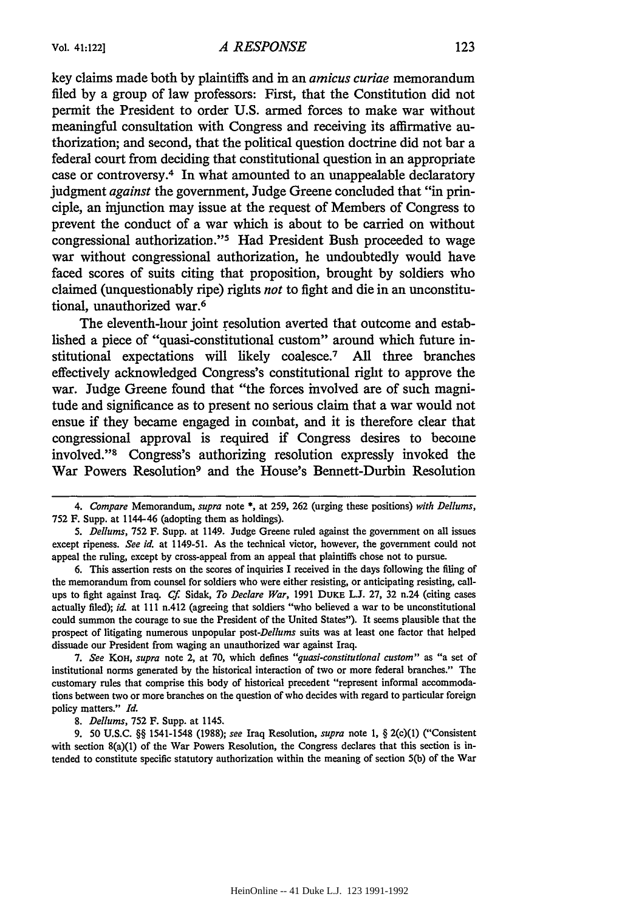key claims made both by plaintiffs and in an *amicus curiae* memorandum filed by a group of law professors: First, that the Constitution did not permit the President to order U.S. armed forces to make war without meaningful consultation with Congress and receiving its affirmative authorization; and second, that the political question doctrine did not bar a federal court from deciding that constitutional question in an appropriate case or controversy.[4] In what amounted to an unappealable declaratory judgment *against* the government, Judge Greene concluded that "in principle, an injunction may issue at the request of Members of Congress to prevent the conduct of a war which is about to be carried on without congressional authorization."[5] Had President Bush proceeded to wage war without congressional authorization, he undoubtedly would have faced scores of suits citing that proposition, brought by soldiers who claimed (unquestionably ripe) rights *not* to fight and die in an unconstitutional, unauthorized war.[6]

The eleventh-hour joint resolution averted that outcome and established a piece of "quasi-constitutional custom" around which future institutional expectations will likely coalesce.[7] All three branches effectively acknowledged Congress's constitutional right to approve the war. Judge Greene found that "the forces involved are of such magnitude and significance as to present no serious claim that a war would not ensue if they became engaged in combat, and it is therefore clear that congressional approval is required if Congress desires to become involved."[8] Congress's authorizing resolution expressly invoked the War Powers Resolution[9] and the House's Bennett-Durbin Resolution

---

4. *Compare* Memorandum, *supra* note *, at 259, 262 (urging these positions) *with Dellums*, 752 F. Supp. at 1144-46 (adopting them as holdings).

5. *Dellums*, 752 F. Supp. at 1149. Judge Greene ruled against the government on all issues except ripeness. *See id.* at 1149-51. As the technical victor, however, the government could not appeal the ruling, except by cross-appeal from an appeal that plaintiffs chose not to pursue.

6. This assertion rests on the scores of inquiries I received in the days following the filing of the memorandum from counsel for soldiers who were either resisting, or anticipating resisting, call-ups to fight against Iraq. *Cf.* Sidak, *To Declare War*, 1991 DUKE L.J. 27, 32 n.24 (citing cases actually filed); *id.* at 111 n.412 (agreeing that soldiers "who believed a war to be unconstitutional could summon the courage to sue the President of the United States"). It seems plausible that the prospect of litigating numerous unpopular post-*Dellums* suits was at least one factor that helped dissuade our President from waging an unauthorized war against Iraq.

7. *See* KOH, *supra* note 2, at 70, which defines *"quasi-constitutional custom"* as "a set of institutional norms generated by the historical interaction of two or more federal branches." The customary rules that comprise this body of historical precedent "represent informal accommodations between two or more branches on the question of who decides with regard to particular foreign policy matters." *Id.*

8. *Dellums*, 752 F. Supp. at 1145.

9. 50 U.S.C. §§ 1541-1548 (1988); *see* Iraq Resolution, *supra* note 1, § 2(c)(1) ("Consistent with section 8(a)(1) of the War Powers Resolution, the Congress declares that this section is intended to constitute specific statutory authorization within the meaning of section 5(b) of the War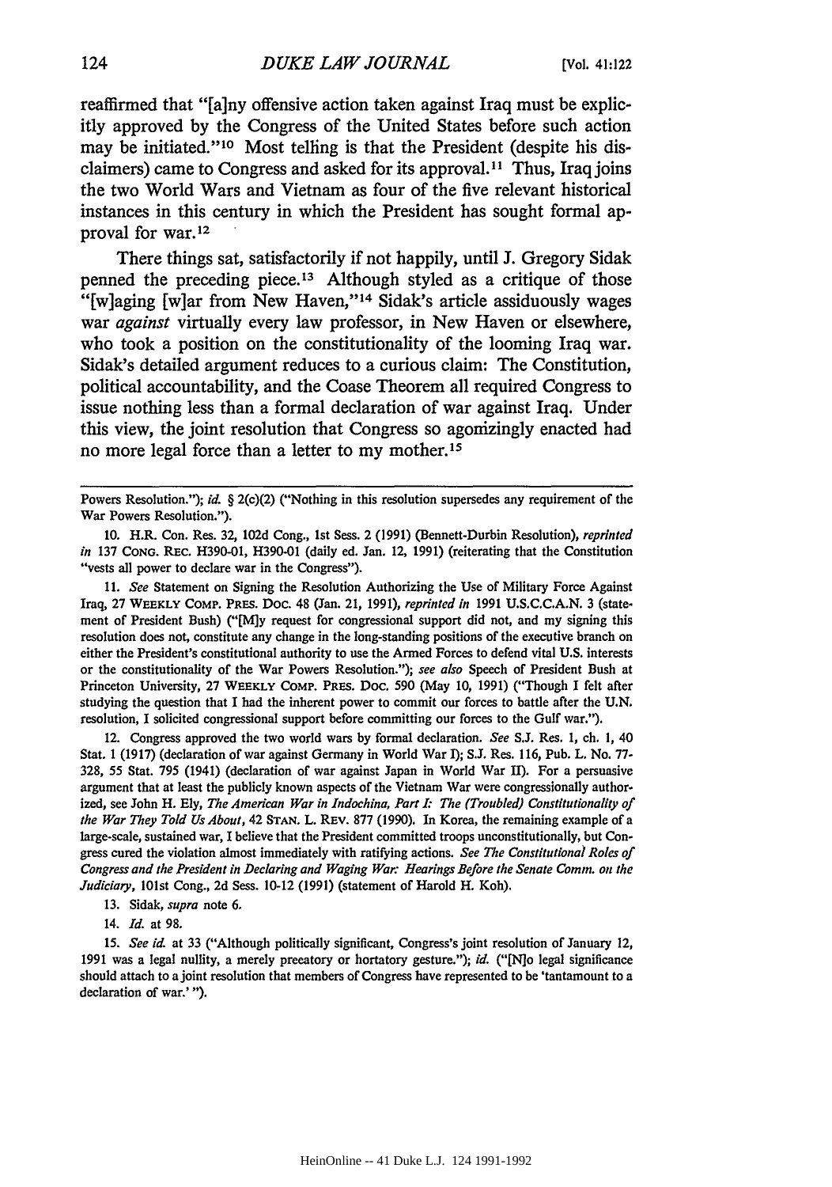reaffirmed that "[a]ny offensive action taken against Iraq must be explicitly approved by the Congress of the United States before such action may be initiated."[10] Most telling is that the President (despite his disclaimers) came to Congress and asked for its approval.[11] Thus, Iraq joins the two World Wars and Vietnam as four of the five relevant historical instances in this century in which the President has sought formal approval for war.[12]

There things sat, satisfactorily if not happily, until J. Gregory Sidak penned the preceding piece.[13] Although styled as a critique of those "[w]aging [w]ar from New Haven,"[14] Sidak's article assiduously wages war *against* virtually every law professor, in New Haven or elsewhere, who took a position on the constitutionality of the looming Iraq war. Sidak's detailed argument reduces to a curious claim: The Constitution, political accountability, and the Coase Theorem all required Congress to issue nothing less than a formal declaration of war against Iraq. Under this view, the joint resolution that Congress so agonizingly enacted had no more legal force than a letter to my mother.[15]

---

Powers Resolution."); *id.* § 2(c)(2) ("Nothing in this resolution supersedes any requirement of the War Powers Resolution.").

10. H.R. Con. Res. 32, 102d Cong., 1st Sess. 2 (1991) (Bennett-Durbin Resolution), *reprinted in* 137 CONG. REC. H390-01, H390-01 (daily ed. Jan. 12, 1991) (reiterating that the Constitution "vests all power to declare war in the Congress").

11. *See* Statement on Signing the Resolution Authorizing the Use of Military Force Against Iraq, 27 WEEKLY COMP. PRES. DOC. 48 (Jan. 21, 1991), *reprinted in* 1991 U.S.C.C.A.N. 3 (statement of President Bush) ("[M]y request for congressional support did not, and my signing this resolution does not, constitute any change in the long-standing positions of the executive branch on either the President's constitutional authority to use the Armed Forces to defend vital U.S. interests or the constitutionality of the War Powers Resolution."); *see also* Speech of President Bush at Princeton University, 27 WEEKLY COMP. PRES. DOC. 590 (May 10, 1991) ("Though I felt after studying the question that I had the inherent power to commit our forces to battle after the U.N. resolution, I solicited congressional support before committing our forces to the Gulf war.").

12. Congress approved the two world wars by formal declaration. *See* S.J. Res. 1, ch. 1, 40 Stat. 1 (1917) (declaration of war against Germany in World War I); S.J. Res. 116, Pub. L. No. 77-328, 55 Stat. 795 (1941) (declaration of war against Japan in World War II). For a persuasive argument that at least the publicly known aspects of the Vietnam War were congressionally authorized, see John H. Ely, *The American War in Indochina, Part I: The (Troubled) Constitutionality of the War They Told Us About*, 42 STAN. L. REV. 877 (1990). In Korea, the remaining example of a large-scale, sustained war, I believe that the President committed troops unconstitutionally, but Congress cured the violation almost immediately with ratifying actions. *See The Constitutional Roles of Congress and the President in Declaring and Waging War: Hearings Before the Senate Comm. on the Judiciary*, 101st Cong., 2d Sess. 10-12 (1991) (statement of Harold H. Koh).

13. Sidak, *supra* note 6.

14. *Id.* at 98.

15. *See id.* at 33 ("Although politically significant, Congress's joint resolution of January 12, 1991 was a legal nullity, a merely precatory or hortatory gesture."); *id.* ("[N]o legal significance should attach to a joint resolution that members of Congress have represented to be 'tantamount to a declaration of war.' ").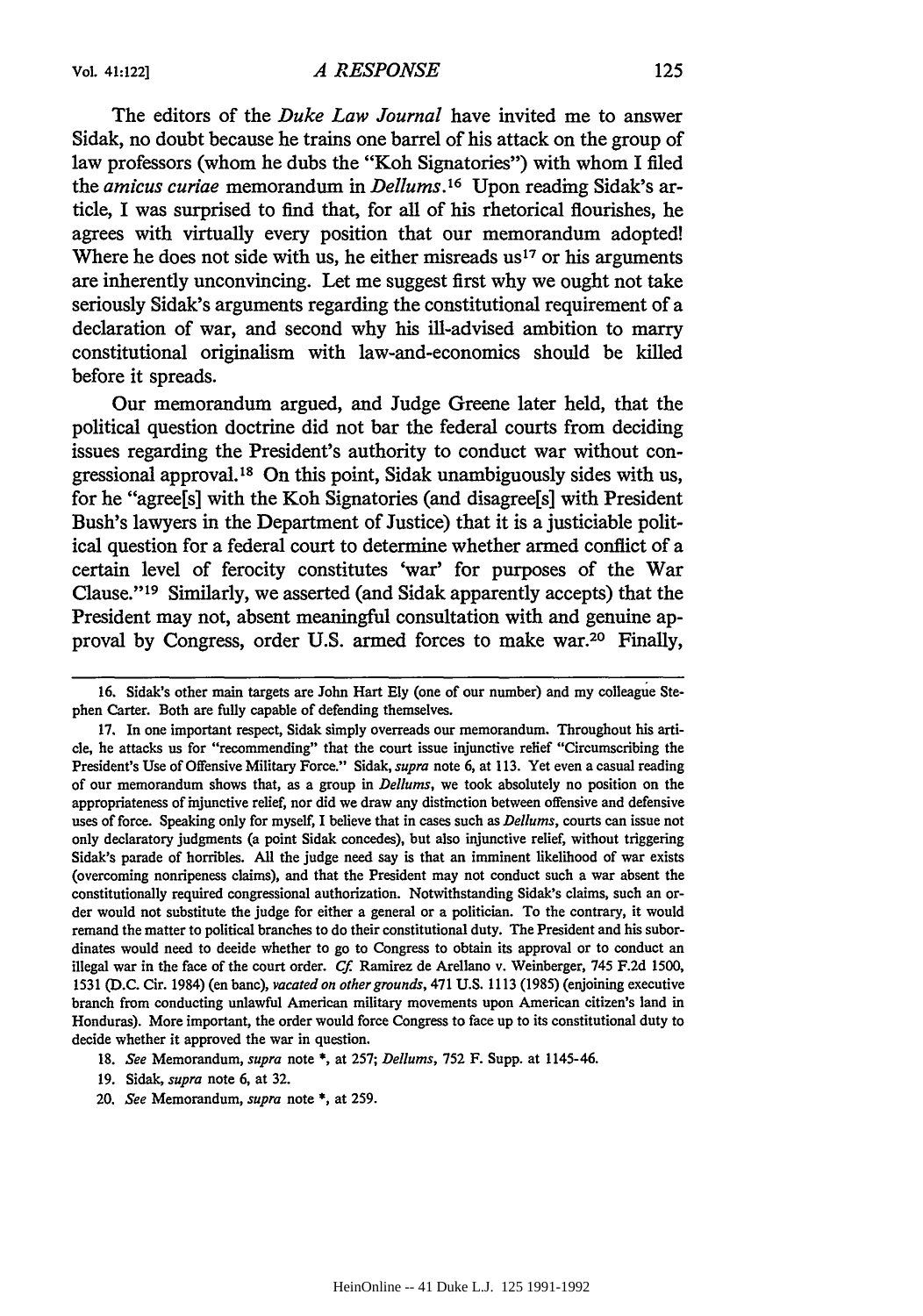The editors of the *Duke Law Journal* have invited me to answer Sidak, no doubt because he trains one barrel of his attack on the group of law professors (whom he dubs the "Koh Signatories") with whom I filed the *amicus curiae* memorandum in *Dellums*.[16] Upon reading Sidak's article, I was surprised to find that, for all of his rhetorical flourishes, he agrees with virtually every position that our memorandum adopted! Where he does not side with us, he either misreads us[17] or his arguments are inherently unconvincing. Let me suggest first why we ought not take seriously Sidak's arguments regarding the constitutional requirement of a declaration of war, and second why his ill-advised ambition to marry constitutional originalism with law-and-economics should be killed before it spreads.

Our memorandum argued, and Judge Greene later held, that the political question doctrine did not bar the federal courts from deciding issues regarding the President's authority to conduct war without congressional approval.[18] On this point, Sidak unambiguously sides with us, for he "agree[s] with the Koh Signatories (and disagree[s] with President Bush's lawyers in the Department of Justice) that it is a justiciable political question for a federal court to determine whether armed conflict of a certain level of ferocity constitutes 'war' for purposes of the War Clause."[19] Similarly, we asserted (and Sidak apparently accepts) that the President may not, absent meaningful consultation with and genuine approval by Congress, order U.S. armed forces to make war.[20] Finally,

---

16. Sidak's other main targets are John Hart Ely (one of our number) and my colleague Stephen Carter. Both are fully capable of defending themselves.

17. In one important respect, Sidak simply overreads our memorandum. Throughout his article, he attacks us for "recommending" that the court issue injunctive relief "Circumscribing the President's Use of Offensive Military Force." Sidak, *supra* note 6, at 113. Yet even a casual reading of our memorandum shows that, as a group in *Dellums*, we took absolutely no position on the appropriateness of injunctive relief, nor did we draw any distinction between offensive and defensive uses of force. Speaking only for myself, I believe that in cases such as *Dellums*, courts can issue not only declaratory judgments (a point Sidak concedes), but also injunctive relief, without triggering Sidak's parade of horribles. All the judge need say is that an imminent likelihood of war exists (overcoming nonripeness claims), and that the President may not conduct such a war absent the constitutionally required congressional authorization. Notwithstanding Sidak's claims, such an order would not substitute the judge for either a general or a politician. To the contrary, it would remand the matter to political branches to do their constitutional duty. The President and his subordinates would need to decide whether to go to Congress to obtain its approval or to conduct an illegal war in the face of the court order. *Cf.* Ramirez de Arellano v. Weinberger, 745 F.2d 1500, 1531 (D.C. Cir. 1984) (en banc), *vacated on other grounds*, 471 U.S. 1113 (1985) (enjoining executive branch from conducting unlawful American military movements upon American citizen's land in Honduras). More important, the order would force Congress to face up to its constitutional duty to decide whether it approved the war in question.

18. *See* Memorandum, *supra* note *, at 257; *Dellums*, 752 F. Supp. at 1145-46.

19. Sidak, *supra* note 6, at 32.

20. *See* Memorandum, *supra* note *, at 259.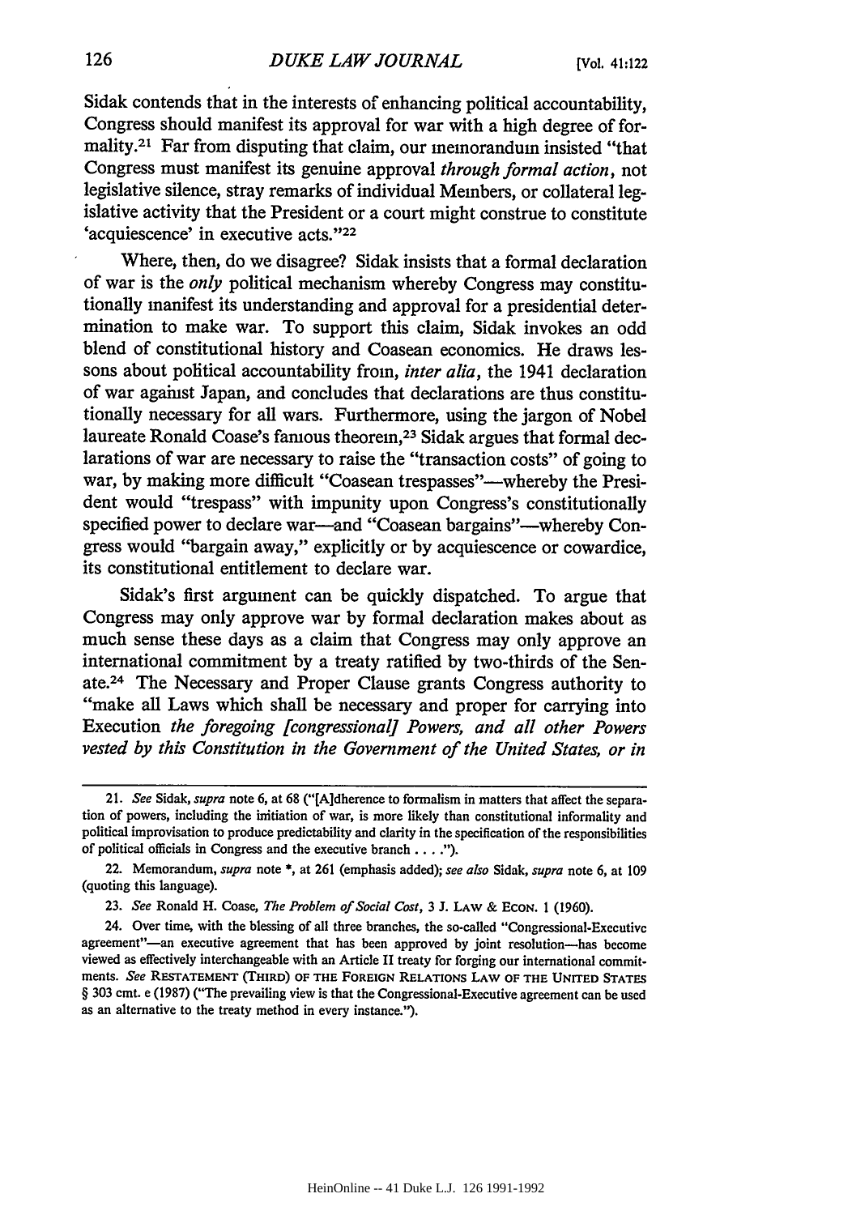Sidak contends that in the interests of enhancing political accountability, Congress should manifest its approval for war with a high degree of formality.[21] Far from disputing that claim, our memorandum insisted "that Congress must manifest its genuine approval *through formal action*, not legislative silence, stray remarks of individual Members, or collateral legislative activity that the President or a court might construe to constitute 'acquiescence' in executive acts."[22]

Where, then, do we disagree? Sidak insists that a formal declaration of war is the *only* political mechanism whereby Congress may constitutionally manifest its understanding and approval for a presidential determination to make war. To support this claim, Sidak invokes an odd blend of constitutional history and Coasean economics. He draws lessons about political accountability from, *inter alia*, the 1941 declaration of war against Japan, and concludes that declarations are thus constitutionally necessary for all wars. Furthermore, using the jargon of Nobel laureate Ronald Coase's famous theorem,[23] Sidak argues that formal declarations of war are necessary to raise the "transaction costs" of going to war, by making more difficult "Coasean trespasses"—whereby the President would "trespass" with impunity upon Congress's constitutionally specified power to declare war—and "Coasean bargains"—whereby Congress would "bargain away," explicitly or by acquiescence or cowardice, its constitutional entitlement to declare war.

Sidak's first argument can be quickly dispatched. To argue that Congress may only approve war by formal declaration makes about as much sense these days as a claim that Congress may only approve an international commitment by a treaty ratified by two-thirds of the Senate.[24] The Necessary and Proper Clause grants Congress authority to "make all Laws which shall be necessary and proper for carrying into Execution *the foregoing [congressional] Powers, and all other Powers vested by this Constitution in the Government of the United States, or in*

---

21. *See* Sidak, *supra* note 6, at 68 ("[A]dherence to formalism in matters that affect the separation of powers, including the initiation of war, is more likely than constitutional informality and political improvisation to produce predictability and clarity in the specification of the responsibilities of political officials in Congress and the executive branch . . . .").

22. Memorandum, *supra* note *, at 261 (emphasis added); *see also* Sidak, *supra* note 6, at 109 (quoting this language).

23. *See* Ronald H. Coase, *The Problem of Social Cost*, 3 J. LAW & ECON. 1 (1960).

24. Over time, with the blessing of all three branches, the so-called "Congressional-Executive agreement"—an executive agreement that has been approved by joint resolution—has become viewed as effectively interchangeable with an Article II treaty for forging our international commitments. *See* RESTATEMENT (THIRD) OF THE FOREIGN RELATIONS LAW OF THE UNITED STATES § 303 cmt. e (1987) ("The prevailing view is that the Congressional-Executive agreement can be used as an alternative to the treaty method in every instance.").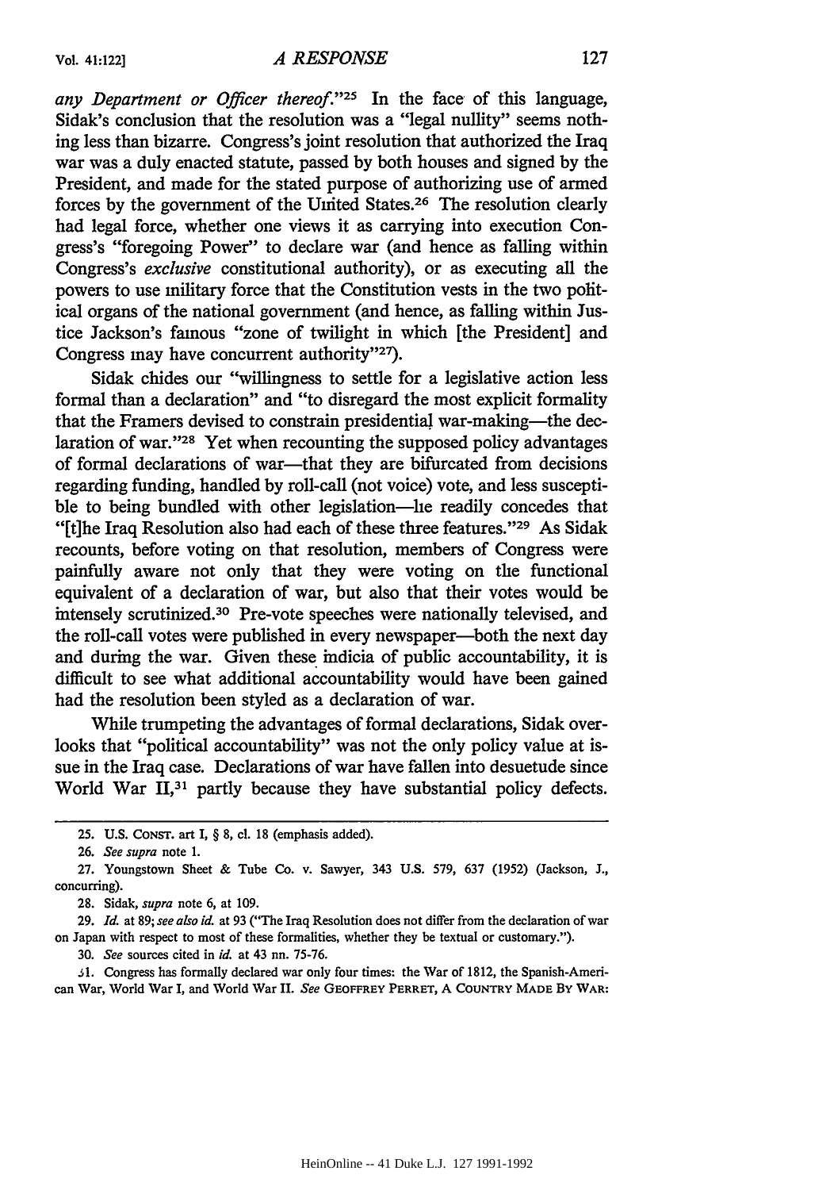*any Department or Officer thereof*."[25] In the face of this language, Sidak's conclusion that the resolution was a "legal nullity" seems nothing less than bizarre. Congress's joint resolution that authorized the Iraq war was a duly enacted statute, passed by both houses and signed by the President, and made for the stated purpose of authorizing use of armed forces by the government of the United States.[26] The resolution clearly had legal force, whether one views it as carrying into execution Congress's "foregoing Power" to declare war (and hence as falling within Congress's *exclusive* constitutional authority), or as executing all the powers to use military force that the Constitution vests in the two political organs of the national government (and hence, as falling within Justice Jackson's famous "zone of twilight in which [the President] and Congress may have concurrent authority"[27]).

Sidak chides our "willingness to settle for a legislative action less formal than a declaration" and "to disregard the most explicit formality that the Framers devised to constrain presidential war-making—the declaration of war."[28] Yet when recounting the supposed policy advantages of formal declarations of war—that they are bifurcated from decisions regarding funding, handled by roll-call (not voice) vote, and less susceptible to being bundled with other legislation—he readily concedes that "[t]he Iraq Resolution also had each of these three features."[29] As Sidak recounts, before voting on that resolution, members of Congress were painfully aware not only that they were voting on the functional equivalent of a declaration of war, but also that their votes would be intensely scrutinized.[30] Pre-vote speeches were nationally televised, and the roll-call votes were published in every newspaper—both the next day and during the war. Given these indicia of public accountability, it is difficult to see what additional accountability would have been gained had the resolution been styled as a declaration of war.

While trumpeting the advantages of formal declarations, Sidak overlooks that "political accountability" was not the only policy value at issue in the Iraq case. Declarations of war have fallen into desuetude since World War II,[31] partly because they have substantial policy defects.

---

25. U.S. CONST. art I, § 8, cl. 18 (emphasis added).

26. *See supra* note 1.

27. Youngstown Sheet & Tube Co. v. Sawyer, 343 U.S. 579, 637 (1952) (Jackson, J., concurring).

28. Sidak, *supra* note 6, at 109.

29. *Id.* at 89; *see also id.* at 93 ("The Iraq Resolution does not differ from the declaration of war on Japan with respect to most of these formalities, whether they be textual or customary.").

30. *See* sources cited in *id.* at 43 nn. 75-76.

31. Congress has formally declared war only four times: the War of 1812, the Spanish-American War, World War I, and World War II. *See* GEOFFREY PERRET, A COUNTRY MADE BY WAR: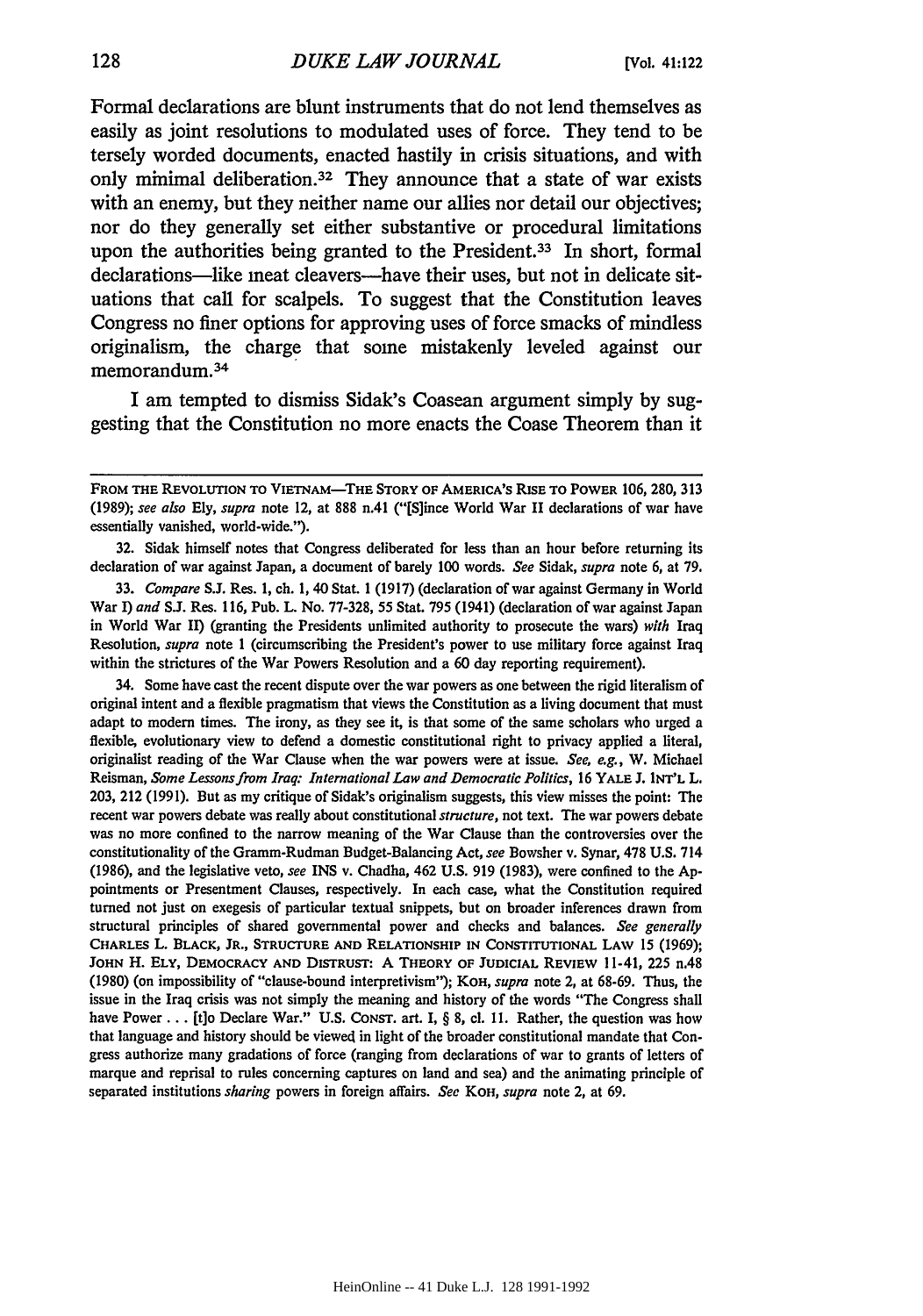Formal declarations are blunt instruments that do not lend themselves as easily as joint resolutions to modulated uses of force. They tend to be tersely worded documents, enacted hastily in crisis situations, and with only minimal deliberation.[32] They announce that a state of war exists with an enemy, but they neither name our allies nor detail our objectives; nor do they generally set either substantive or procedural limitations upon the authorities being granted to the President.[33] In short, formal declarations—like meat cleavers—have their uses, but not in delicate situations that call for scalpels. To suggest that the Constitution leaves Congress no finer options for approving uses of force smacks of mindless originalism, the charge that some mistakenly leveled against our memorandum.[34]

I am tempted to dismiss Sidak's Coasean argument simply by suggesting that the Constitution no more enacts the Coase Theorem than it

---

FROM THE REVOLUTION TO VIETNAM—THE STORY OF AMERICA'S RISE TO POWER 106, 280, 313 (1989); *see also* Ely, *supra* note 12, at 888 n.41 ("[S]ince World War II declarations of war have essentially vanished, world-wide.").

32. Sidak himself notes that Congress deliberated for less than an hour before returning its declaration of war against Japan, a document of barely 100 words. *See* Sidak, *supra* note 6, at 79.

33. *Compare* S.J. Res. 1, ch. 1, 40 Stat. 1 (1917) (declaration of war against Germany in World War I) *and* S.J. Res. 116, Pub. L. No. 77-328, 55 Stat. 795 (1941) (declaration of war against Japan in World War II) (granting the Presidents unlimited authority to prosecute the wars) *with* Iraq Resolution, *supra* note 1 (circumscribing the President's power to use military force against Iraq within the strictures of the War Powers Resolution and a 60 day reporting requirement).

34. Some have cast the recent dispute over the war powers as one between the rigid literalism of original intent and a flexible pragmatism that views the Constitution as a living document that must adapt to modern times. The irony, as they see it, is that some of the same scholars who urged a flexible, evolutionary view to defend a domestic constitutional right to privacy applied a literal, originalist reading of the War Clause when the war powers were at issue. *See, e.g.*, W. Michael Reisman, *Some Lessons from Iraq: International Law and Democratic Politics*, 16 YALE J. INT'L L. 203, 212 (1991). But as my critique of Sidak's originalism suggests, this view misses the point: The recent war powers debate was really about constitutional *structure*, not text. The war powers debate was no more confined to the narrow meaning of the War Clause than the controversies over the constitutionality of the Gramm-Rudman Budget-Balancing Act, *see* Bowsher v. Synar, 478 U.S. 714 (1986), and the legislative veto, *see* INS v. Chadha, 462 U.S. 919 (1983), were confined to the Appointments or Presentment Clauses, respectively. In each case, what the Constitution required turned not just on exegesis of particular textual snippets, but on broader inferences drawn from structural principles of shared governmental power and checks and balances. *See generally* CHARLES L. BLACK, JR., STRUCTURE AND RELATIONSHIP IN CONSTITUTIONAL LAW 15 (1969); JOHN H. ELY, DEMOCRACY AND DISTRUST: A THEORY OF JUDICIAL REVIEW 11-41, 225 n.48 (1980) (on impossibility of "clause-bound interpretivism"); KOH, *supra* note 2, at 68-69. Thus, the issue in the Iraq crisis was not simply the meaning and history of the words "The Congress shall have Power . . . [t]o Declare War." U.S. CONST. art. I, § 8, cl. 11. Rather, the question was how that language and history should be viewed in light of the broader constitutional mandate that Congress authorize many gradations of force (ranging from declarations of war to grants of letters of marque and reprisal to rules concerning captures on land and sea) and the animating principle of separated institutions *sharing* powers in foreign affairs. *See* KOH, *supra* note 2, at 69.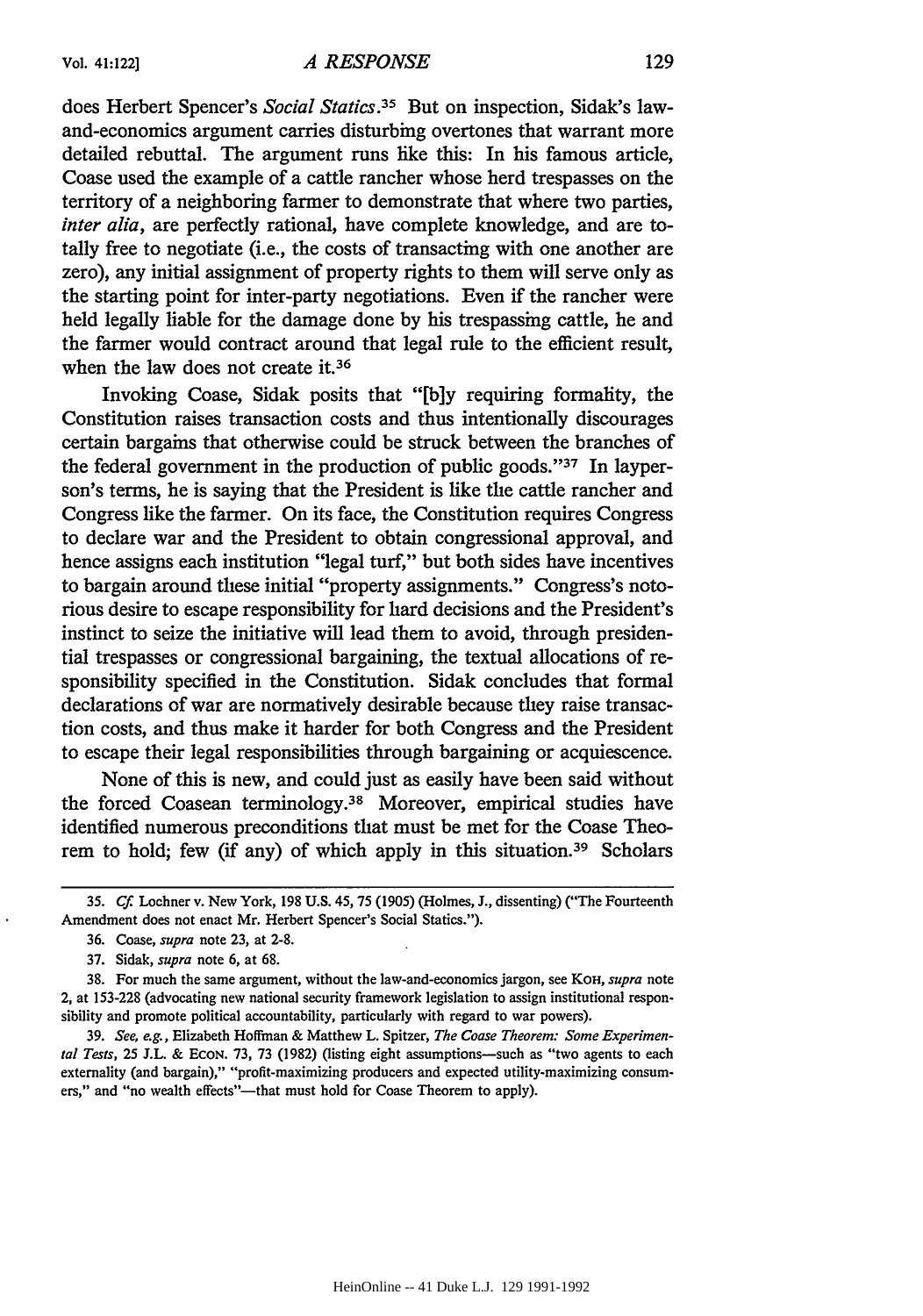does Herbert Spencer's *Social Statics*.[35] But on inspection, Sidak's law-and-economics argument carries disturbing overtones that warrant more detailed rebuttal. The argument runs like this: In his famous article, Coase used the example of a cattle rancher whose herd trespasses on the territory of a neighboring farmer to demonstrate that where two parties, *inter alia*, are perfectly rational, have complete knowledge, and are totally free to negotiate (i.e., the costs of transacting with one another are zero), any initial assignment of property rights to them will serve only as the starting point for inter-party negotiations. Even if the rancher were held legally liable for the damage done by his trespassing cattle, he and the farmer would contract around that legal rule to the efficient result, when the law does not create it.[36]

Invoking Coase, Sidak posits that "[b]y requiring formality, the Constitution raises transaction costs and thus intentionally discourages certain bargains that otherwise could be struck between the branches of the federal government in the production of public goods."[37] In layperson's terms, he is saying that the President is like the cattle rancher and Congress like the farmer. On its face, the Constitution requires Congress to declare war and the President to obtain congressional approval, and hence assigns each institution "legal turf," but both sides have incentives to bargain around these initial "property assignments." Congress's notorious desire to escape responsibility for hard decisions and the President's instinct to seize the initiative will lead them to avoid, through presidential trespasses or congressional bargaining, the textual allocations of responsibility specified in the Constitution. Sidak concludes that formal declarations of war are normatively desirable because they raise transaction costs, and thus make it harder for both Congress and the President to escape their legal responsibilities through bargaining or acquiescence.

None of this is new, and could just as easily have been said without the forced Coasean terminology.[38] Moreover, empirical studies have identified numerous preconditions that must be met for the Coase Theorem to hold; few (if any) of which apply in this situation.[39] Scholars

35. *Cf.* Lochner v. New York, 198 U.S. 45, 75 (1905) (Holmes, J., dissenting) ("The Fourteenth Amendment does not enact Mr. Herbert Spencer's Social Statics.").

36. Coase, *supra* note 23, at 2-8.

37. Sidak, *supra* note 6, at 68.

38. For much the same argument, without the law-and-economics jargon, see KOH, *supra* note 2, at 153-228 (advocating new national security framework legislation to assign institutional responsibility and promote political accountability, particularly with regard to war powers).

39. *See, e.g.*, Elizabeth Hoffman & Matthew L. Spitzer, *The Coase Theorem: Some Experimental Tests*, 25 J.L. & ECON. 73, 73 (1982) (listing eight assumptions—such as "two agents to each externality (and bargain)," "profit-maximizing producers and expected utility-maximizing consumers," and "no wealth effects"—that must hold for Coase Theorem to apply).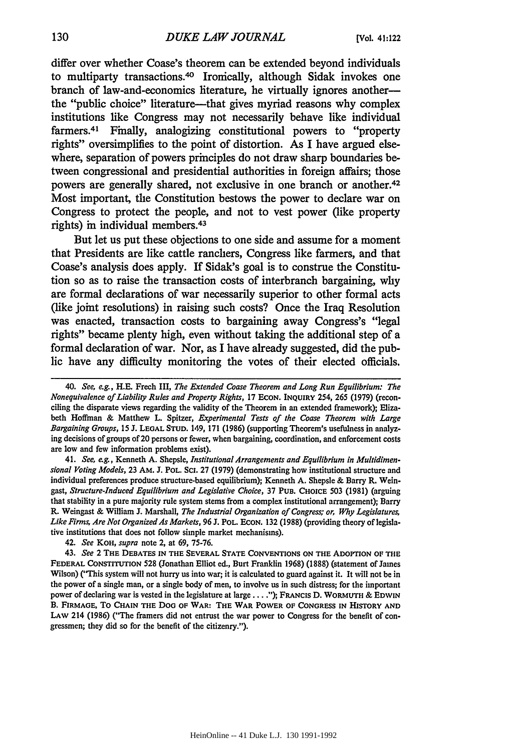differ over whether Coase's theorem can be extended beyond individuals to multiparty transactions.[40] Ironically, although Sidak invokes one branch of law-and-economics literature, he virtually ignores another—the "public choice" literature—that gives myriad reasons why complex institutions like Congress may not necessarily behave like individual farmers.[41] Finally, analogizing constitutional powers to "property rights" oversimplifies to the point of distortion. As I have argued elsewhere, separation of powers principles do not draw sharp boundaries between congressional and presidential authorities in foreign affairs; those powers are generally shared, not exclusive in one branch or another.[42] Most important, the Constitution bestows the power to declare war on Congress to protect the people, and not to vest power (like property rights) in individual members.[43]

But let us put these objections to one side and assume for a moment that Presidents are like cattle ranchers, Congress like farmers, and that Coase's analysis does apply. If Sidak's goal is to construe the Constitution so as to raise the transaction costs of interbranch bargaining, why are formal declarations of war necessarily superior to other formal acts (like joint resolutions) in raising such costs? Once the Iraq Resolution was enacted, transaction costs to bargaining away Congress's "legal rights" became plenty high, even without taking the additional step of a formal declaration of war. Nor, as I have already suggested, did the public have any difficulty monitoring the votes of their elected officials.

---

40. *See, e.g.*, H.E. Frech III, *The Extended Coase Theorem and Long Run Equilibrium: The Nonequivalence of Liability Rules and Property Rights*, 17 ECON. INQUIRY 254, 265 (1979) (reconciling the disparate views regarding the validity of the Theorem in an extended framework); Elizabeth Hoffman & Matthew L. Spitzer, *Experimental Tests of the Coase Theorem with Large Bargaining Groups*, 15 J. LEGAL STUD. 149, 171 (1986) (supporting Theorem's usefulness in analyzing decisions of groups of 20 persons or fewer, when bargaining, coordination, and enforcement costs are low and few information problems exist).

41. *See, e.g.*, Kenneth A. Shepsle, *Institutional Arrangements and Equilibrium in Multidimensional Voting Models*, 23 AM. J. POL. SCI. 27 (1979) (demonstrating how institutional structure and individual preferences produce structure-based equilibrium); Kenneth A. Shepsle & Barry R. Weingast, *Structure-Induced Equilibrium and Legislative Choice*, 37 PUB. CHOICE 503 (1981) (arguing that stability in a pure majority rule system stems from a complex institutional arrangement); Barry R. Weingast & William J. Marshall, *The Industrial Organization of Congress; or, Why Legislatures, Like Firms, Are Not Organized As Markets*, 96 J. POL. ECON. 132 (1988) (providing theory of legislative institutions that does not follow simple market mechanisms).

42. *See* KOH, *supra* note 2, at 69, 75-76.

43. *See* 2 THE DEBATES IN THE SEVERAL STATE CONVENTIONS ON THE ADOPTION OF THE FEDERAL CONSTITUTION 528 (Jonathan Elliot ed., Burt Franklin 1968) (1888) (statement of James Wilson) ("This system will not hurry us into war; it is calculated to guard against it. It will not be in the power of a single man, or a single body of men, to involve us in such distress; for the important power of declaring war is vested in the legislature at large . . . ."); FRANCIS D. WORMUTH & EDWIN B. FIRMAGE, TO CHAIN THE DOG OF WAR: THE WAR POWER OF CONGRESS IN HISTORY AND LAW 214 (1986) ("The framers did not entrust the war power to Congress for the benefit of congressmen; they did so for the benefit of the citizenry.").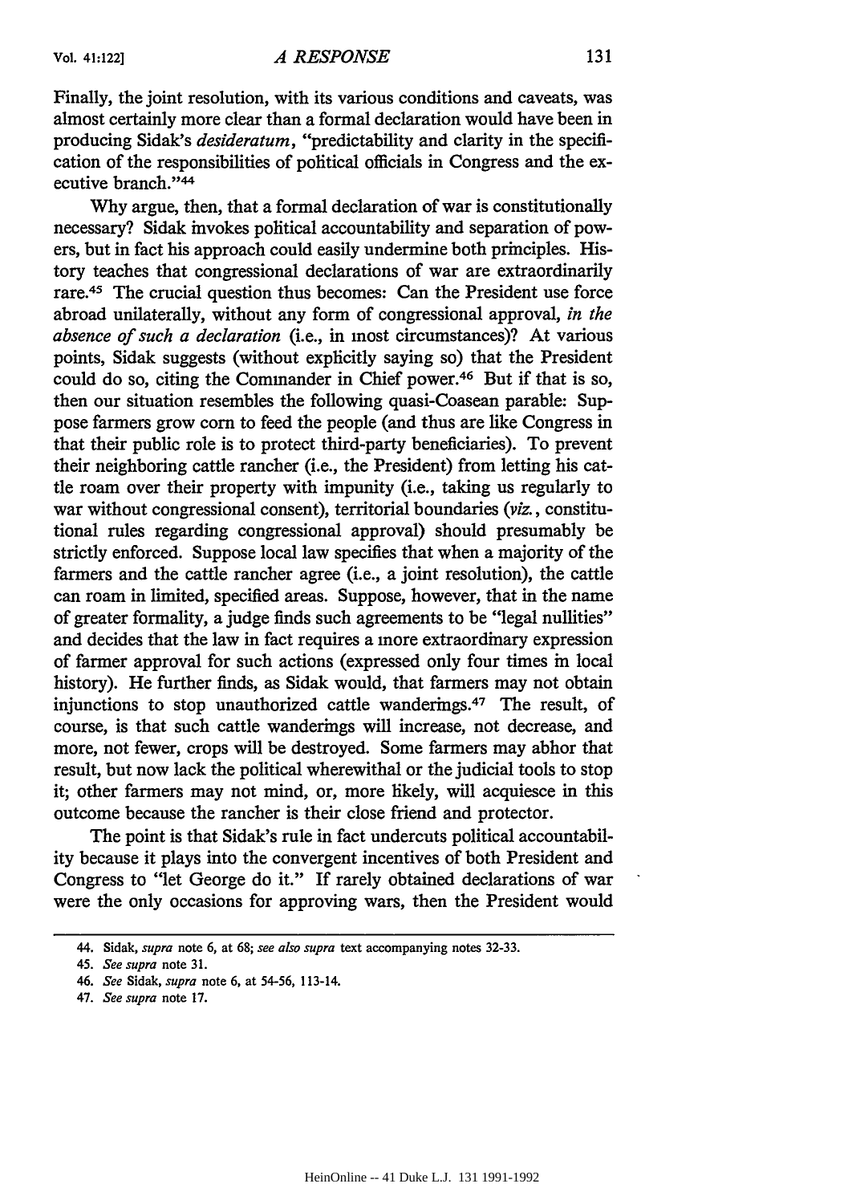Finally, the joint resolution, with its various conditions and caveats, was almost certainly more clear than a formal declaration would have been in producing Sidak's *desideratum*, "predictability and clarity in the specification of the responsibilities of political officials in Congress and the executive branch."[44]

Why argue, then, that a formal declaration of war is constitutionally necessary? Sidak invokes political accountability and separation of powers, but in fact his approach could easily undermine both principles. History teaches that congressional declarations of war are extraordinarily rare.[45] The crucial question thus becomes: Can the President use force abroad unilaterally, without any form of congressional approval, *in the absence of such a declaration* (i.e., in most circumstances)? At various points, Sidak suggests (without explicitly saying so) that the President could do so, citing the Commander in Chief power.[46] But if that is so, then our situation resembles the following quasi-Coasean parable: Suppose farmers grow corn to feed the people (and thus are like Congress in that their public role is to protect third-party beneficiaries). To prevent their neighboring cattle rancher (i.e., the President) from letting his cattle roam over their property with impunity (i.e., taking us regularly to war without congressional consent), territorial boundaries (*viz.*, constitutional rules regarding congressional approval) should presumably be strictly enforced. Suppose local law specifies that when a majority of the farmers and the cattle rancher agree (i.e., a joint resolution), the cattle can roam in limited, specified areas. Suppose, however, that in the name of greater formality, a judge finds such agreements to be "legal nullities" and decides that the law in fact requires a more extraordinary expression of farmer approval for such actions (expressed only four times in local history). He further finds, as Sidak would, that farmers may not obtain injunctions to stop unauthorized cattle wanderings.[47] The result, of course, is that such cattle wanderings will increase, not decrease, and more, not fewer, crops will be destroyed. Some farmers may abhor that result, but now lack the political wherewithal or the judicial tools to stop it; other farmers may not mind, or, more likely, will acquiesce in this outcome because the rancher is their close friend and protector.

The point is that Sidak's rule in fact undercuts political accountability because it plays into the convergent incentives of both President and Congress to "let George do it." If rarely obtained declarations of war were the only occasions for approving wars, then the President would

---

44. Sidak, *supra* note 6, at 68; *see also supra* text accompanying notes 32-33.

45. *See supra* note 31.

46. *See* Sidak, *supra* note 6, at 54-56, 113-14.

47. *See supra* note 17.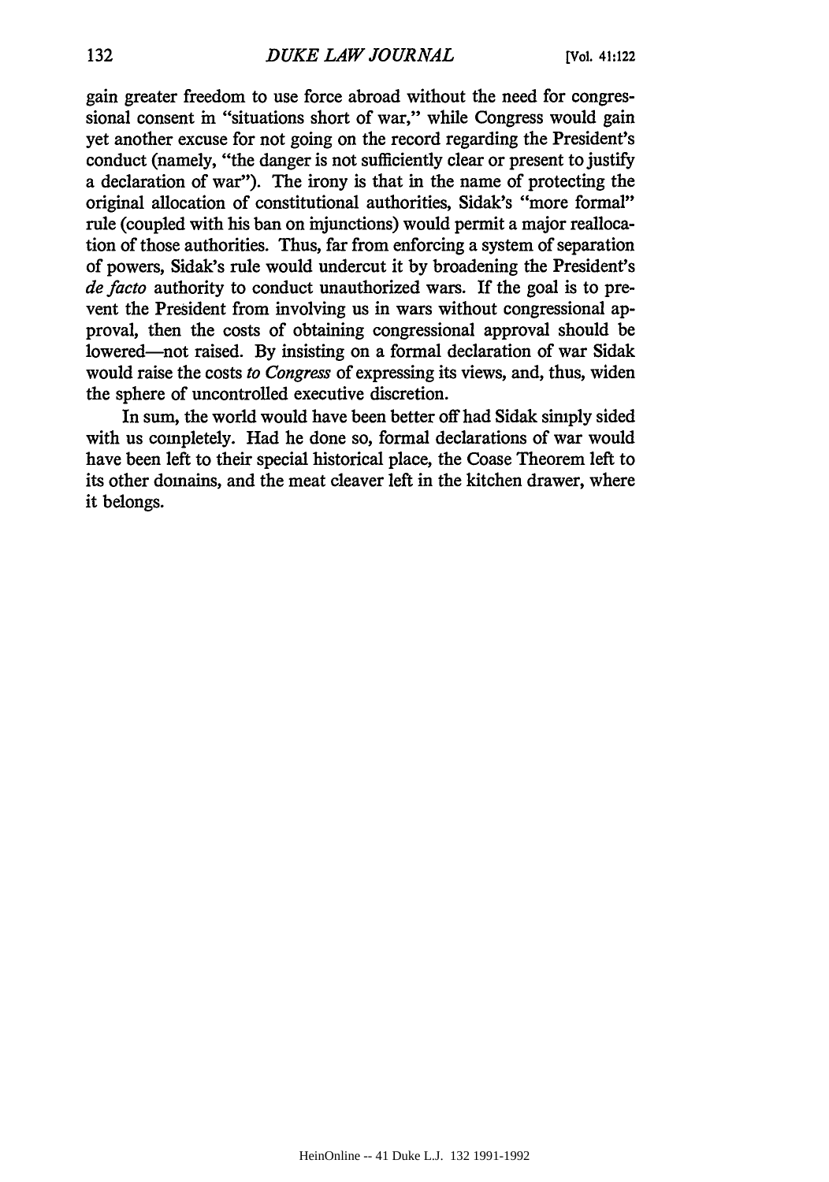gain greater freedom to use force abroad without the need for congressional consent in "situations short of war," while Congress would gain yet another excuse for not going on the record regarding the President's conduct (namely, "the danger is not sufficiently clear or present to justify a declaration of war"). The irony is that in the name of protecting the original allocation of constitutional authorities, Sidak's "more formal" rule (coupled with his ban on injunctions) would permit a major reallocation of those authorities. Thus, far from enforcing a system of separation of powers, Sidak's rule would undercut it by broadening the President's *de facto* authority to conduct unauthorized wars. If the goal is to prevent the President from involving us in wars without congressional approval, then the costs of obtaining congressional approval should be lowered—not raised. By insisting on a formal declaration of war Sidak would raise the costs *to Congress* of expressing its views, and, thus, widen the sphere of uncontrolled executive discretion.

In sum, the world would have been better off had Sidak simply sided with us completely. Had he done so, formal declarations of war would have been left to their special historical place, the Coase Theorem left to its other domains, and the meat cleaver left in the kitchen drawer, where it belongs.